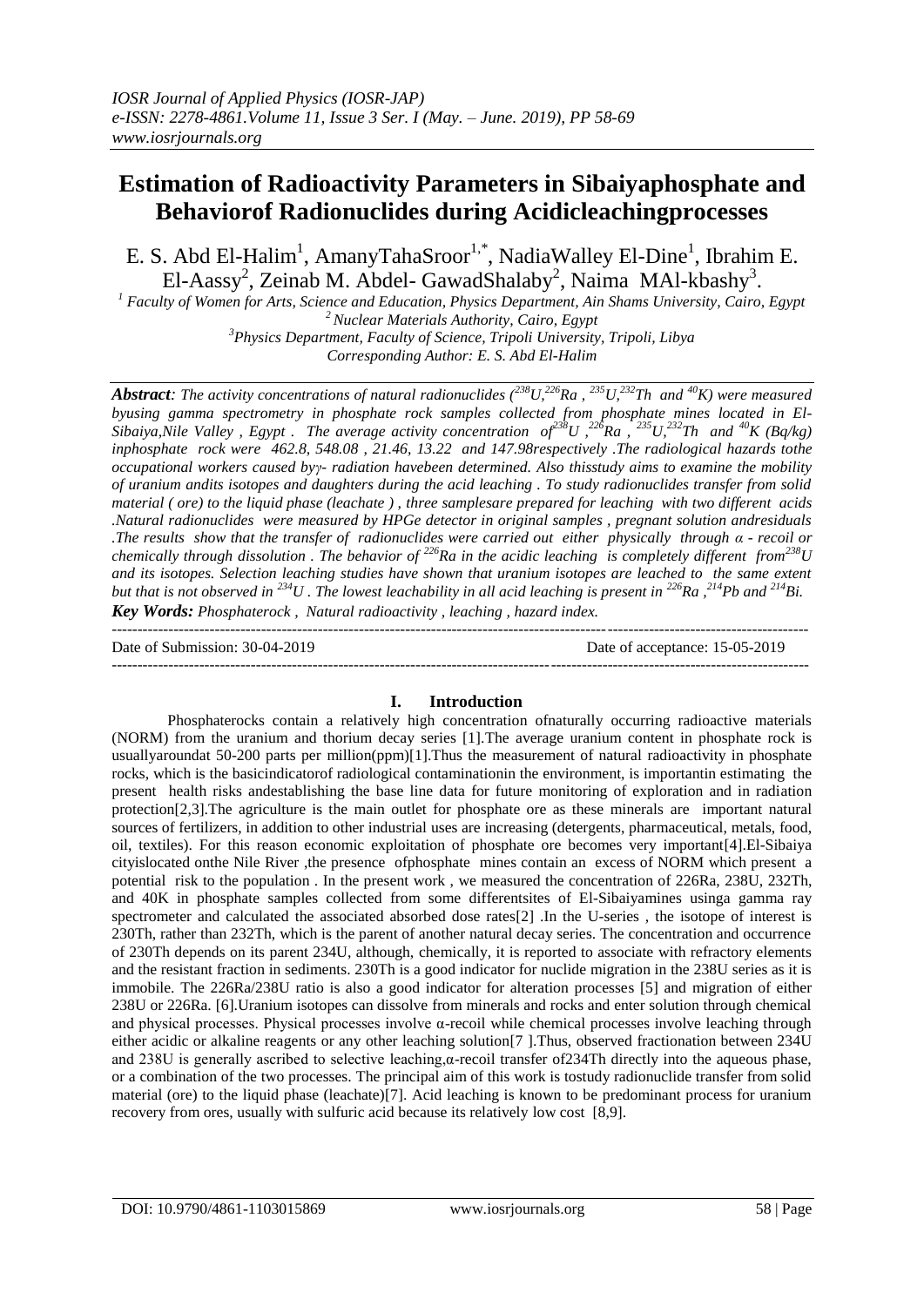# Estimation of Radioactivity Parameters in Sibaiyaphosphate and Behaviorof Radionuclides during Acidicleachingprocesses

E. S. Abd El-Halim[1], AmanyTahaSroor[1,*], NadiaWalley El-Dine[1], Ibrahim E. El-Aassy[2], Zeinab M. Abdel- GawadShalaby[2], Naima MAl-kbashy[3].

[1] Faculty of Women for Arts, Science and Education, Physics Department, Ain Shams University, Cairo, Egypt
[2] Nuclear Materials Authority, Cairo, Egypt
[3] Physics Department, Faculty of Science, Tripoli University, Tripoli, Libya
Corresponding Author: E. S. Abd El-Halim

***Abstract**: The activity concentrations of natural radionuclides ($^{238}U$,$^{226}Ra$ , $^{235}U$,$^{232}Th$ and $^{40}K$) were measured byusing gamma spectrometry in phosphate rock samples collected from phosphate mines located in El-Sibaiya,Nile Valley , Egypt . The average activity concentration of$^{238}U$ ,$^{226}Ra$ , $^{235}U$,$^{232}Th$ and $^{40}K$ (Bq/kg) inphosphate rock were 462.8, 548.08 , 21.46, 13.22 and 147.98respectively .The radiological hazards tothe occupational workers caused byγ- radiation havebeen determined. Also thisstudy aims to examine the mobility of uranium andits isotopes and daughters during the acid leaching . To study radionuclides transfer from solid material ( ore) to the liquid phase (leachate ) , three samplesare prepared for leaching with two different acids .Natural radionuclides were measured by HPGe detector in original samples , pregnant solution andresiduals .The results show that the transfer of radionuclides were carried out either physically through α - recoil or chemically through dissolution . The behavior of $^{226}Ra$ in the acidic leaching is completely different from$^{238}U$ and its isotopes. Selection leaching studies have shown that uranium isotopes are leached to the same extent but that is not observed in $^{234}U$ . The lowest leachability in all acid leaching is present in $^{226}Ra$ ,$^{214}Pb$ and $^{214}Bi$.*

***Key Words:** Phosphaterock , Natural radioactivity , leaching , hazard index.*

---

Date of Submission: 30-04-2019 Date of acceptance: 15-05-2019

---

## I. Introduction

Phosphaterocks contain a relatively high concentration ofnaturally occurring radioactive materials (NORM) from the uranium and thorium decay series [1].The average uranium content in phosphate rock is usuallyaroundat 50-200 parts per million(ppm)[1].Thus the measurement of natural radioactivity in phosphate rocks, which is the basicindicatorof radiological contaminationin the environment, is importantin estimating the present health risks andestablishing the base line data for future monitoring of exploration and in radiation protection[2,3].The agriculture is the main outlet for phosphate ore as these minerals are important natural sources of fertilizers, in addition to other industrial uses are increasing (detergents, pharmaceutical, metals, food, oil, textiles). For this reason economic exploitation of phosphate ore becomes very important[4].El-Sibaiya cityislocated onthe Nile River ,the presence ofphosphate mines contain an excess of NORM which present a potential risk to the population . In the present work , we measured the concentration of 226Ra, 238U, 232Th, and 40K in phosphate samples collected from some differentsites of El-Sibaiyamines usinga gamma ray spectrometer and calculated the associated absorbed dose rates[2] .In the U-series , the isotope of interest is 230Th, rather than 232Th, which is the parent of another natural decay series. The concentration and occurrence of 230Th depends on its parent 234U, although, chemically, it is reported to associate with refractory elements and the resistant fraction in sediments. 230Th is a good indicator for nuclide migration in the 238U series as it is immobile. The 226Ra/238U ratio is also a good indicator for alteration processes [5] and migration of either 238U or 226Ra. [6].Uranium isotopes can dissolve from minerals and rocks and enter solution through chemical and physical processes. Physical processes involve α-recoil while chemical processes involve leaching through either acidic or alkaline reagents or any other leaching solution[7 ].Thus, observed fractionation between 234U and 238U is generally ascribed to selective leaching,α-recoil transfer of234Th directly into the aqueous phase, or a combination of the two processes. The principal aim of this work is tostudy radionuclide transfer from solid material (ore) to the liquid phase (leachate)[7]. Acid leaching is known to be predominant process for uranium recovery from ores, usually with sulfuric acid because its relatively low cost [8,9].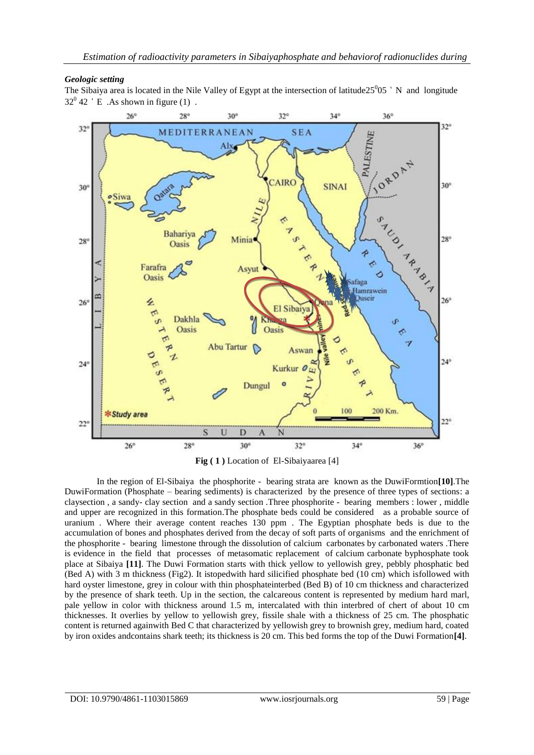### *Geologic setting*

The Sibaiya area is located in the Nile Valley of Egypt at the intersection of latitude $25^0 05'$ N and longitude $32^0 42'$ E .As shown in figure (1) .

**Fig ( 1 )** Location of El-Sibaiyaarea [4]

In the region of El-Sibaiya the phosphorite - bearing strata are known as the DuwiFormtion**[10]**.The DuwiFormation (Phosphate – bearing sediments) is characterized by the presence of three types of sections: a claysection , a sandy- clay section and a sandy section .Three phosphorite - bearing members : lower , middle and upper are recognized in this formation.The phosphate beds could be considered as a probable source of uranium . Where their average content reaches 130 ppm . The Egyptian phosphate beds is due to the accumulation of bones and phosphates derived from the decay of soft parts of organisms and the enrichment of the phosphorite - bearing limestone through the dissolution of calcium carbonates by carbonated waters .There is evidence in the field that processes of metasomatic replacement of calcium carbonate byphosphate took place at Sibaiya **[11]**. The Duwi Formation starts with thick yellow to yellowish grey, pebbly phosphatic bed (Bed A) with 3 m thickness (Fig2). It istopedwith hard silicified phosphate bed (10 cm) which isfollowed with hard oyster limestone, grey in colour with thin phosphateinterbed (Bed B) of 10 cm thickness and characterized by the presence of shark teeth. Up in the section, the calcareous content is represented by medium hard marl, pale yellow in color with thickness around 1.5 m, intercalated with thin interbred of chert of about 10 cm thicknesses. It overlies by yellow to yellowish grey, fissile shale with a thickness of 25 cm. The phosphatic content is returned againwith Bed C that characterized by yellowish grey to brownish grey, medium hard, coated by iron oxides andcontains shark teeth; its thickness is 20 cm. This bed forms the top of the Duwi Formation**[4]**.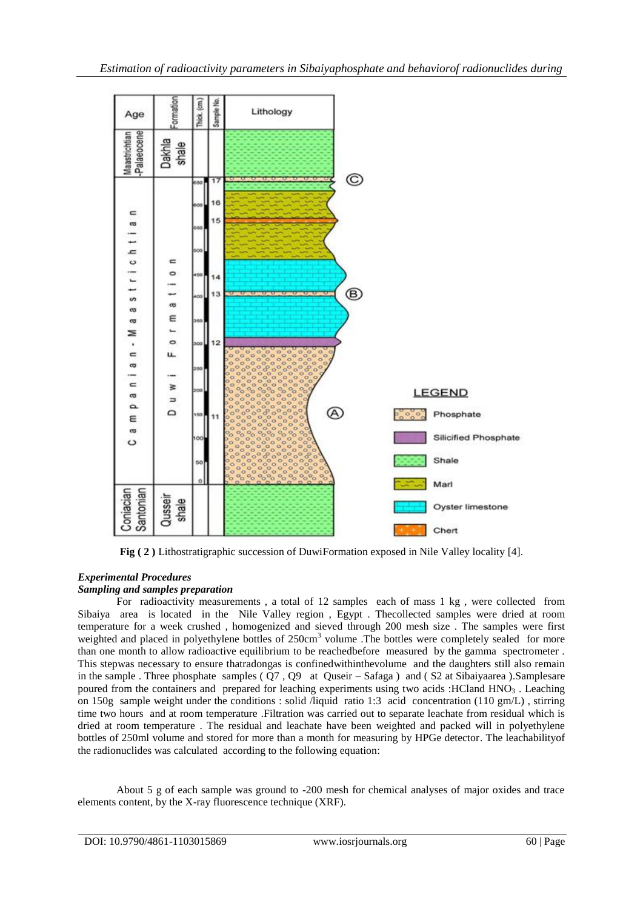**Fig ( 2 )** Lithostratigraphic succession of DuwiFormation exposed in Nile Valley locality [4].

### *Experimental Procedures*

#### *Sampling and samples preparation*

For radioactivity measurements , a total of 12 samples each of mass 1 kg , were collected from Sibaiya area is located in the Nile Valley region , Egypt . Thecollected samples were dried at room temperature for a week crushed , homogenized and sieved through 200 mesh size . The samples were first weighted and placed in polyethylene bottles of 250cm$^3$ volume .The bottles were completely sealed for more than one month to allow radioactive equilibrium to be reachedbefore measured by the gamma spectrometer . This stepwas necessary to ensure thatradongas is confinedwithinthevolume and the daughters still also remain in the sample . Three phosphate samples ( Q7 , Q9 at Quseir – Safaga ) and ( S2 at Sibaiyaarea ).Samplesare poured from the containers and prepared for leaching experiments using two acids :HCland $HNO_3$ . Leaching on 150g sample weight under the conditions : solid /liquid ratio 1:3 acid concentration (110 gm/L) , stirring time two hours and at room temperature .Filtration was carried out to separate leachate from residual which is dried at room temperature . The residual and leachate have been weighted and packed will in polyethylene bottles of 250ml volume and stored for more than a month for measuring by HPGe detector. The leachabilityof the radionuclides was calculated according to the following equation:

About 5 g of each sample was ground to -200 mesh for chemical analyses of major oxides and trace elements content, by the X-ray fluorescence technique (XRF).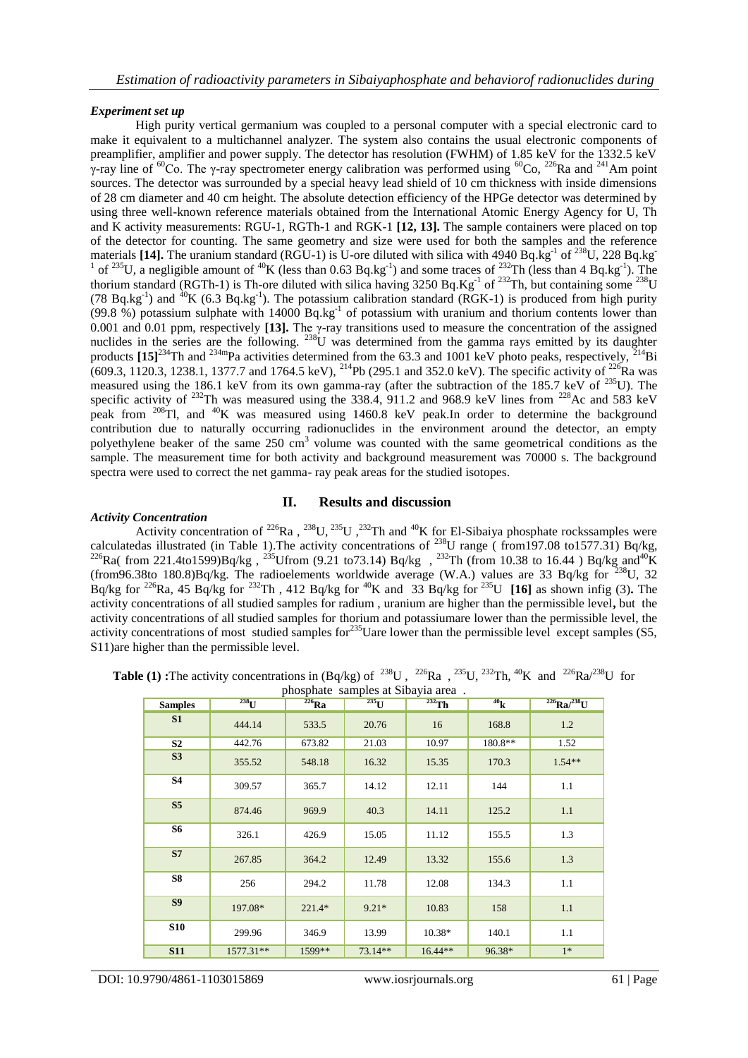### *Experiment set up*

High purity vertical germanium was coupled to a personal computer with a special electronic card to make it equivalent to a multichannel analyzer. The system also contains the usual electronic components of preamplifier, amplifier and power supply. The detector has resolution (FWHM) of 1.85 keV for the 1332.5 keV γ-ray line of $^{60}Co$. The γ-ray spectrometer energy calibration was performed using $^{60}Co$, $^{226}Ra$ and $^{241}Am$ point sources. The detector was surrounded by a special heavy lead shield of 10 cm thickness with inside dimensions of 28 cm diameter and 40 cm height. The absolute detection efficiency of the HPGe detector was determined by using three well-known reference materials obtained from the International Atomic Energy Agency for U, Th and K activity measurements: RGU-1, RGTh-1 and RGK-1 **[12, 13].** The sample containers were placed on top of the detector for counting. The same geometry and size were used for both the samples and the reference materials **[14].** The uranium standard (RGU-1) is U-ore diluted with silica with 4940 Bq.kg$^{-1}$ of $^{238}U$, 228 Bq.kg$^{-1}$ of $^{235}U$, a negligible amount of $^{40}K$ (less than 0.63 Bq.kg$^{-1}$) and some traces of $^{232}Th$ (less than 4 Bq.kg$^{-1}$). The thorium standard (RGTh-1) is Th-ore diluted with silica having 3250 Bq.Kg$^{-1}$ of $^{232}Th$, but containing some $^{238}U$ (78 Bq.kg$^{-1}$) and $^{40}K$ (6.3 Bq.kg$^{-1}$). The potassium calibration standard (RGK-1) is produced from high purity (99.8 %) potassium sulphate with 14000 Bq.kg$^{-1}$ of potassium with uranium and thorium contents lower than 0.001 and 0.01 ppm, respectively **[13].** The γ-ray transitions used to measure the concentration of the assigned nuclides in the series are the following. $^{238}U$ was determined from the gamma rays emitted by its daughter products **[15]** $^{234}Th$ and $^{234m}Pa$ activities determined from the 63.3 and 1001 keV photo peaks, respectively, $^{214}Bi$ (609.3, 1120.3, 1238.1, 1377.7 and 1764.5 keV), $^{214}Pb$ (295.1 and 352.0 keV). The specific activity of $^{226}Ra$ was measured using the 186.1 keV from its own gamma-ray (after the subtraction of the 185.7 keV of $^{235}U$). The specific activity of $^{232}Th$ was measured using the 338.4, 911.2 and 968.9 keV lines from $^{228}Ac$ and 583 keV peak from $^{208}Tl$, and $^{40}K$ was measured using 1460.8 keV peak.In order to determine the background contribution due to naturally occurring radionuclides in the environment around the detector, an empty polyethylene beaker of the same 250 cm$^3$ volume was counted with the same geometrical conditions as the sample. The measurement time for both activity and background measurement was 70000 s. The background spectra were used to correct the net gamma- ray peak areas for the studied isotopes.

## II. Results and discussion

### *Activity Concentration*

Activity concentration of $^{226}Ra$ , $^{238}U$, $^{235}U$ ,$^{232}Th$ and $^{40}K$ for El-Sibaiya phosphate rockssamples were calculatedas illustrated (in Table 1).The activity concentrations of $^{238}U$ range ( from197.08 to1577.31) Bq/kg, $^{226}Ra$( from 221.4to1599)Bq/kg , $^{235}U$from (9.21 to73.14) Bq/kg , $^{232}Th$ (from 10.38 to 16.44 ) Bq/kg and$^{40}K$ (from96.38to 180.8)Bq/kg. The radioelements worldwide average (W.A.) values are 33 Bq/kg for $^{238}U$, 32 Bq/kg for $^{226}Ra$, 45 Bq/kg for $^{232}Th$ , 412 Bq/kg for $^{40}K$ and 33 Bq/kg for $^{235}U$ **[16]** as shown infig (3)**.** The activity concentrations of all studied samples for radium , uranium are higher than the permissible level**,** but the activity concentrations of all studied samples for thorium and potassiumare lower than the permissible level, the activity concentrations of most studied samples for$^{235}U$are lower than the permissible level except samples (S5, S11)are higher than the permissible level.

**Table (1) :**The activity concentrations in (Bq/kg) of $^{238}U$ , $^{226}Ra$ , $^{235}U$, $^{232}Th$, $^{40}K$ and $^{226}Ra/^{238}U$ for phosphate samples at Sibayia area .

| Samples | $^{238}U$ | $^{226}Ra$ | $^{235}U$ | $^{232}Th$ | $^{40}k$ | $^{226}Ra/^{238}U$ |
|---|---|---|---|---|---|---|
| S1 | 444.14 | 533.5 | 20.76 | 16 | 168.8 | 1.2 |
| S2 | 442.76 | 673.82 | 21.03 | 10.97 | 180.8** | 1.52 |
| S3 | 355.52 | 548.18 | 16.32 | 15.35 | 170.3 | 1.54** |
| S4 | 309.57 | 365.7 | 14.12 | 12.11 | 144 | 1.1 |
| S5 | 874.46 | 969.9 | 40.3 | 14.11 | 125.2 | 1.1 |
| S6 | 326.1 | 426.9 | 15.05 | 11.12 | 155.5 | 1.3 |
| S7 | 267.85 | 364.2 | 12.49 | 13.32 | 155.6 | 1.3 |
| S8 | 256 | 294.2 | 11.78 | 12.08 | 134.3 | 1.1 |
| S9 | 197.08* | 221.4* | 9.21* | 10.83 | 158 | 1.1 |
| S10 | 299.96 | 346.9 | 13.99 | 10.38* | 140.1 | 1.1 |
| S11 | 1577.31** | 1599** | 73.14** | 16.44** | 96.38* | 1* |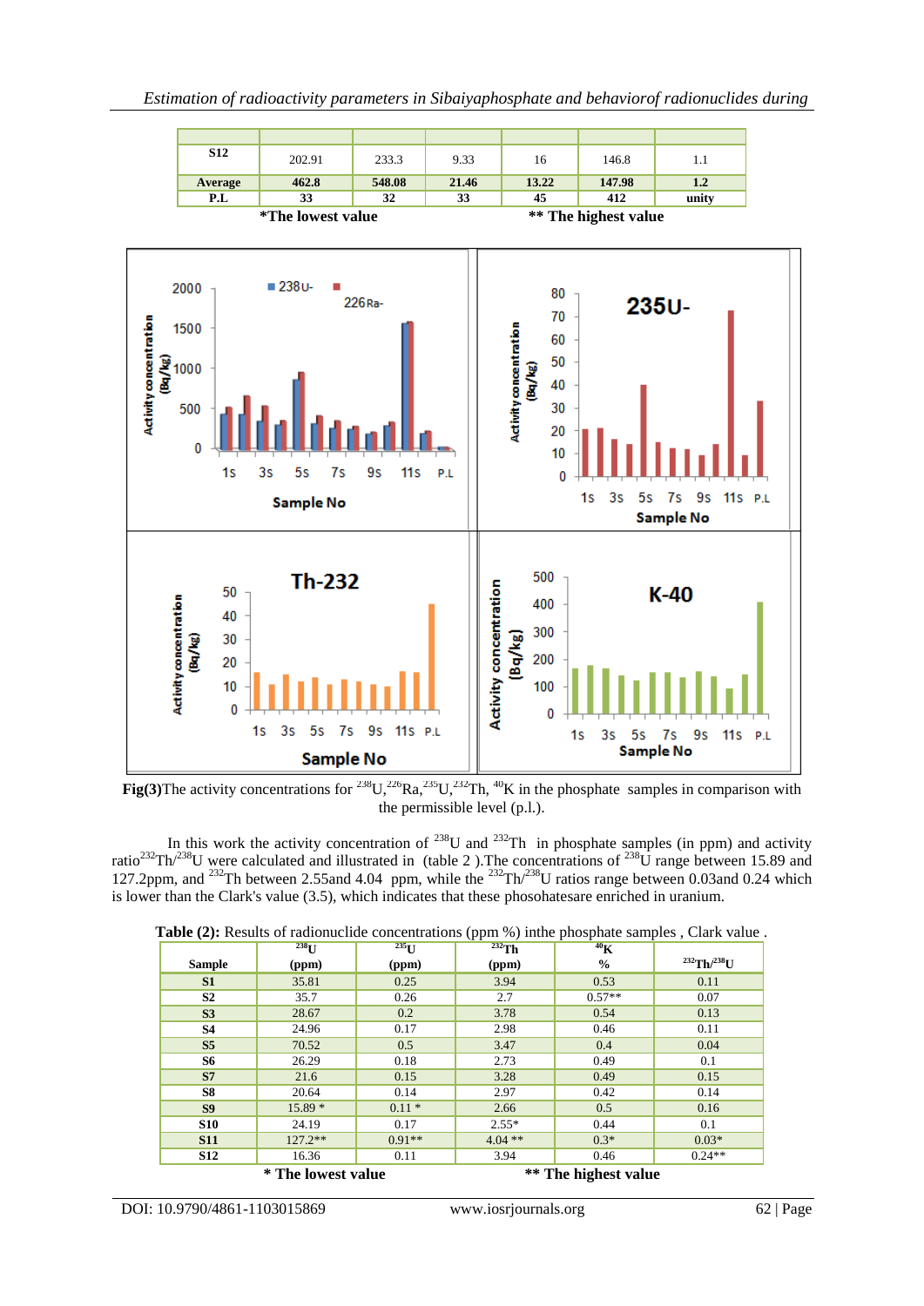| S12 | 202.91 | 233.3 | 9.33 | 16 | 146.8 | 1.1 |
|---|---|---|---|---|---|---|
| **Average** | **462.8** | **548.08** | **21.46** | **13.22** | **147.98** | **1.2** |
| **P.L** | **33** | **32** | **33** | **45** | **412** | **unity** |

**\*The lowest value** **\*\* The highest value**

**Fig(3)**The activity concentrations for $^{238}U$, $^{226}Ra$, $^{235}U$, $^{232}Th$, $^{40}K$ in the phosphate samples in comparison with the permissible level (p.l.).

In this work the activity concentration of $^{238}U$ and $^{232}Th$ in phosphate samples (in ppm) and activity ratio $^{232}Th/^{238}U$ were calculated and illustrated in (table 2 ).The concentrations of $^{238}U$ range between 15.89 and 127.2ppm, and $^{232}Th$ between 2.55and 4.04 ppm, while the $^{232}Th/^{238}U$ ratios range between 0.03and 0.24 which is lower than the Clark's value (3.5), which indicates that these phosohatesare enriched in uranium.

**Table (2):** Results of radionuclide concentrations (ppm %) inthe phosphate samples , Clark value .

| Sample | $^{238}U$ (ppm) | $^{235}U$ (ppm) | $^{232}Th$ (ppm) | $^{40}K$ % | $^{232}Th/^{238}U$ |
|---|---|---|---|---|---|
| **S1** | 35.81 | 0.25 | 3.94 | 0.53 | 0.11 |
| **S2** | 35.7 | 0.26 | 2.7 | 0.57** | 0.07 |
| **S3** | 28.67 | 0.2 | 3.78 | 0.54 | 0.13 |
| **S4** | 24.96 | 0.17 | 2.98 | 0.46 | 0.11 |
| **S5** | 70.52 | 0.5 | 3.47 | 0.4 | 0.04 |
| **S6** | 26.29 | 0.18 | 2.73 | 0.49 | 0.1 |
| **S7** | 21.6 | 0.15 | 3.28 | 0.49 | 0.15 |
| **S8** | 20.64 | 0.14 | 2.97 | 0.42 | 0.14 |
| **S9** | 15.89 * | 0.11 * | 2.66 | 0.5 | 0.16 |
| **S10** | 24.19 | 0.17 | 2.55* | 0.44 | 0.1 |
| **S11** | 127.2** | 0.91** | 4.04 ** | 0.3* | 0.03* |
| **S12** | 16.36 | 0.11 | 3.94 | 0.46 | 0.24** |

**\* The lowest value** **\*\* The highest value**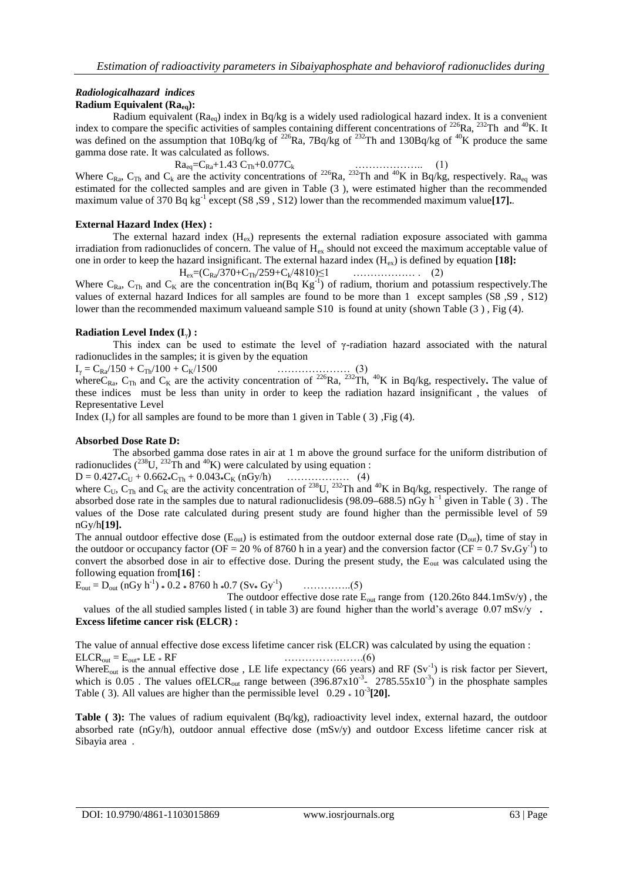### *Radiologicalhazard indices*

**Radium Equivalent ($Ra_{eq}$):**

Radium equivalent ($Ra_{eq}$) index in Bq/kg is a widely used radiological hazard index. It is a convenient index to compare the specific activities of samples containing different concentrations of $^{226}Ra$, $^{232}Th$ and $^{40}K$. It was defined on the assumption that 10Bq/kg of $^{226}Ra$, 7Bq/kg of $^{232}Th$ and 130Bq/kg of $^{40}K$ produce the same gamma dose rate. It was calculated as follows.

$$Ra_{eq}=C_{Ra}+1.43\ C_{Th}+0.077C_{k} \quad \ldots\ldots\ldots\ldots\ldots\ldots.. \quad (1)$$

Where $C_{Ra}$, $C_{Th}$ and $C_k$ are the activity concentrations of $^{226}Ra$, $^{232}Th$ and $^{40}K$ in Bq/kg, respectively. $Ra_{eq}$ was estimated for the collected samples and are given in Table (3 ), were estimated higher than the recommended maximum value of 370 Bq $kg^{-1}$ except (S8 ,S9 , S12) lower than the recommended maximum value**[17].**.

**External Hazard Index (Hex) :**

The external hazard index ($H_{ex}$) represents the external radiation exposure associated with gamma irradiation from radionuclides of concern. The value of $H_{ex}$ should not exceed the maximum acceptable value of one in order to keep the hazard insignificant. The external hazard index ($H_{ex}$) is defined by equation **[18]:**

$$H_{ex}=(C_{Ra}/370+C_{Th}/259+C_{k}/4810)\leq 1 \quad \ldots\ldots\ldots\ldots\ldots\ldots . \quad (2)$$

Where $C_{Ra}$, $C_{Th}$ and $C_K$ are the concentration in(Bq $Kg^{-1}$) of radium, thorium and potassium respectively.The values of external hazard Indices for all samples are found to be more than 1 except samples (S8 ,S9 , S12) lower than the recommended maximum valueand sample S10 is found at unity (shown Table (3 ) , Fig (4).

**Radiation Level Index ($I_\gamma$) :**

This index can be used to estimate the level of γ-radiation hazard associated with the natural radionuclides in the samples; it is given by the equation

$$I_\gamma = C_{Ra}/150 + C_{Th}/100 + C_K/1500 \quad \ldots\ldots\ldots\ldots\ldots\ldots\ldots \quad (3)$$

where$C_{Ra}$, $C_{Th}$ and $C_K$ are the activity concentration of $^{226}Ra$, $^{232}Th$, $^{40}K$ in Bq/kg, respectively**.** The value of these indices must be less than unity in order to keep the radiation hazard insignificant , the values of Representative Level

Index ($I_\gamma$) for all samples are found to be more than 1 given in Table ( 3) ,Fig (4).

**Absorbed Dose Rate D:**

The absorbed gamma dose rates in air at 1 m above the ground surface for the uniform distribution of radionuclides ($^{238}U$, $^{232}Th$ and $^{40}K$) were calculated by using equation :

$$D = 0.427 * C_U + 0.662 * C_{Th} + 0.043 * C_K \ (nGy/h) \quad \ldots\ldots\ldots\ldots\ldots\ldots \quad (4)$$

where $C_U$, $C_{Th}$ and $C_K$ are the activity concentration of $^{238}U$, $^{232}Th$ and $^{40}K$ in Bq/kg, respectively. The range of absorbed dose rate in the samples due to natural radionuclidesis (98.09–688.5) nGy $h^{-1}$ given in Table ( 3) . The values of the Dose rate calculated during present study are found higher than the permissible level of 59 nGy/h**[19].**

The annual outdoor effective dose ($E_{out}$) is estimated from the outdoor external dose rate ($D_{out}$), time of stay in the outdoor or occupancy factor (OF = 20 % of 8760 h in a year) and the conversion factor (CF = 0.7 Sv**.**$Gy^{-1}$) to convert the absorbed dose in air to effective dose. During the present study, the $E_{out}$ was calculated using the following equation from**[16]** :

$$E_{out} = D_{out}\ (nGy\ h^{-1}) * 0.2 * 8760\ h * 0.7\ (Sv * Gy^{-1}) \quad \ldots\ldots\ldots\ldots..(5)$$

The outdoor effective dose rate $E_{out}$ range from (120.26to 844.1mSv/y) , the values of the all studied samples listed ( in table 3) are found higher than the world's average 0.07 mSv/y **.**

**Excess lifetime cancer risk (ELCR) :**

The value of annual effective dose excess lifetime cancer risk (ELCR) was calculated by using the equation :

$$ELCR_{out} = E_{out} * LE * RF \quad \ldots\ldots\ldots\ldots\ldots\ldots\ldots(6)$$

Where$E_{out}$ is the annual effective dose , LE life expectancy (66 years) and RF ($Sv^{-1}$) is risk factor per Sievert, which is 0.05 . The values of$ELCR_{out}$ range between ($396.87x10^{-3}$- $2785.55x10^{-3}$) in the phosphate samples Table ( 3). All values are higher than the permissible level $0.29 * 10^{-3}$**[20].**

**Table ( 3):** The values of radium equivalent (Bq/kg), radioactivity level index, external hazard, the outdoor absorbed rate (nGy/h), outdoor annual effective dose (mSv/y) and outdoor Excess lifetime cancer risk at Sibayia area .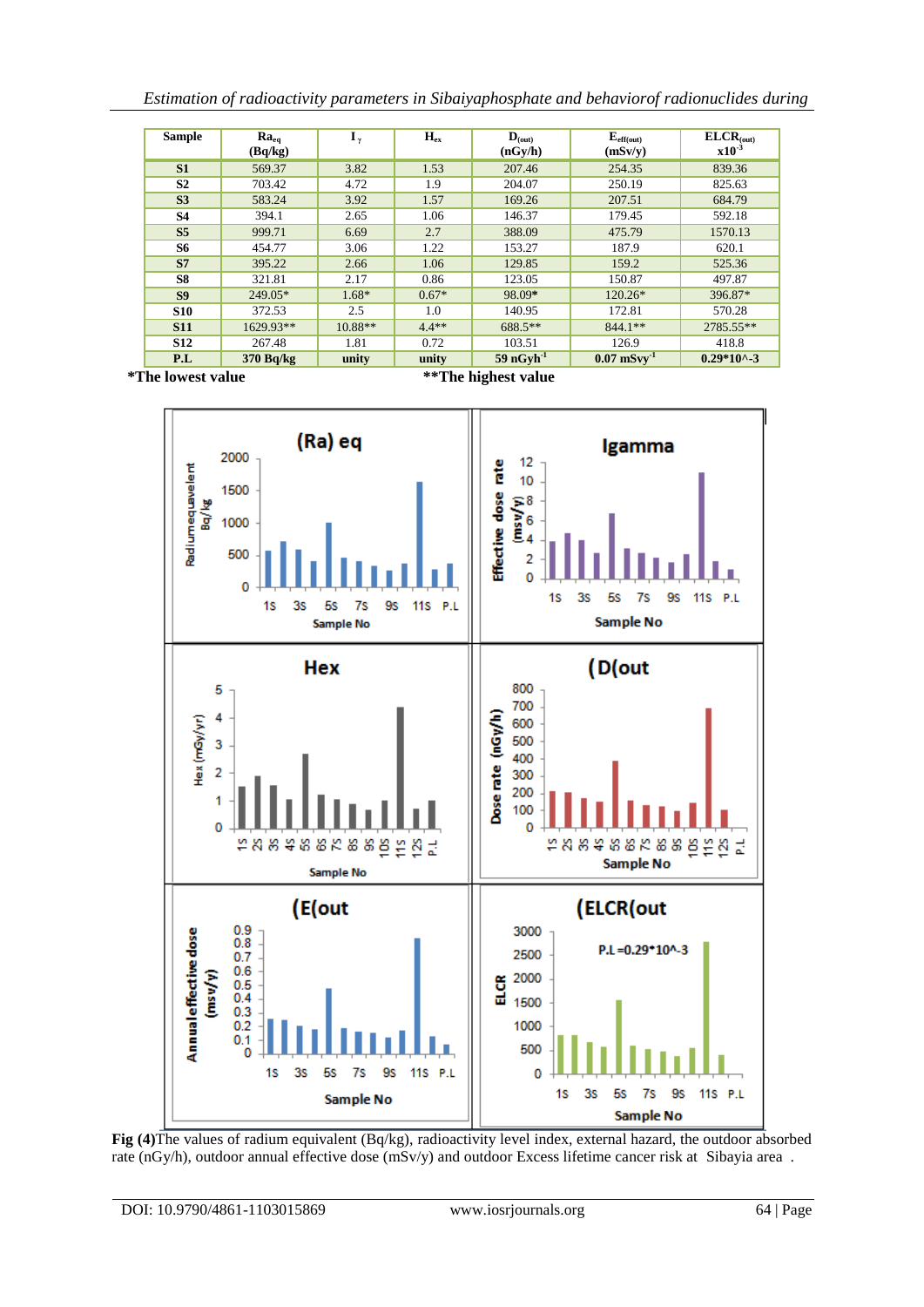| Sample | $Ra_{eq}$ (Bq/kg) | $I_{\gamma}$ | $H_{ex}$ | $D_{(out)}$ (nGy/h) | $E_{eff(out)}$ (mSv/y) | $ELCR_{(out)}$ $x10^{-3}$ |
|---|---|---|---|---|---|---|
| **S1** | 569.37 | 3.82 | 1.53 | 207.46 | 254.35 | 839.36 |
| **S2** | 703.42 | 4.72 | 1.9 | 204.07 | 250.19 | 825.63 |
| **S3** | 583.24 | 3.92 | 1.57 | 169.26 | 207.51 | 684.79 |
| **S4** | 394.1 | 2.65 | 1.06 | 146.37 | 179.45 | 592.18 |
| **S5** | 999.71 | 6.69 | 2.7 | 388.09 | 475.79 | 1570.13 |
| **S6** | 454.77 | 3.06 | 1.22 | 153.27 | 187.9 | 620.1 |
| **S7** | 395.22 | 2.66 | 1.06 | 129.85 | 159.2 | 525.36 |
| **S8** | 321.81 | 2.17 | 0.86 | 123.05 | 150.87 | 497.87 |
| **S9** | 249.05* | 1.68* | 0.67* | 98.09* | 120.26* | 396.87* |
| **S10** | 372.53 | 2.5 | 1.0 | 140.95 | 172.81 | 570.28 |
| **S11** | 1629.93** | 10.88** | 4.4** | 688.5** | 844.1** | 2785.55** |
| **S12** | 267.48 | 1.81 | 0.72 | 103.51 | 126.9 | 418.8 |
| **P.L** | **370 Bq/kg** | **unity** | **unity** | **59 $nGyh^{-1}$** | **0.07 $mSvy^{-1}$** | **0.29*10^-3** |

**\*The lowest value** **\*\*The highest value**

**Fig (4)** The values of radium equivalent (Bq/kg), radioactivity level index, external hazard, the outdoor absorbed rate (nGy/h), outdoor annual effective dose (mSv/y) and outdoor Excess lifetime cancer risk at Sibayia area .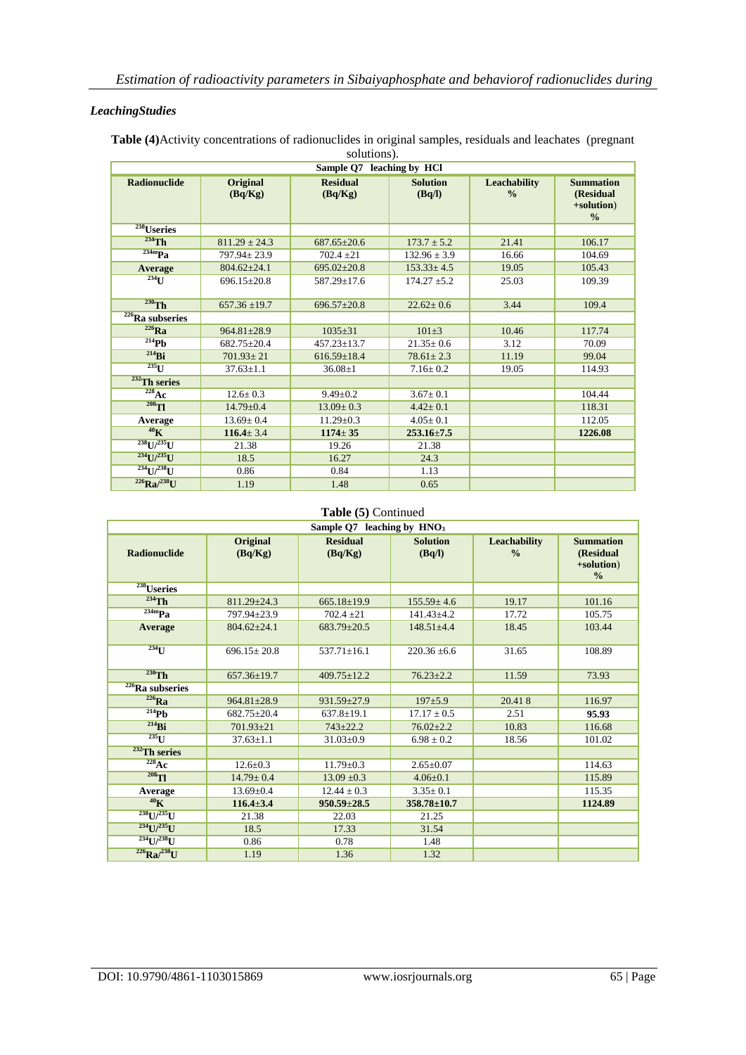## *LeachingStudies*

**Table (4)**Activity concentrations of radionuclides in original samples, residuals and leachates (pregnant solutions).

| Sample Q7 leaching by HCl | | | | | |
|---|---|---|---|---|---|
| **Radionuclide** | **Original (Bq/Kg)** | **Residual (Bq/Kg)** | **Solution (Bq/l)** | **Leachability %** | **Summation (Residual +solution) %** |
| **$^{238}$Useries** | | | | | |
| **$^{234}$Th** | 811.29 ± 24.3 | 687.65±20.6 | 173.7 ± 5.2 | 21.41 | 106.17 |
| **$^{234m}$Pa** | 797.94± 23.9 | 702.4 ±21 | 132.96 ± 3.9 | 16.66 | 104.69 |
| **Average** | 804.62±24.1 | 695.02±20.8 | 153.33± 4.5 | 19.05 | 105.43 |
| **$^{234}$U** | 696.15±20.8 | 587.29±17.6 | 174.27 ±5.2 | 25.03 | 109.39 |
| **$^{230}$Th** | 657.36 ±19.7 | 696.57±20.8 | 22.62± 0.6 | 3.44 | 109.4 |
| **$^{226}$Ra subseries** | | | | | |
| **$^{226}$Ra** | 964.81±28.9 | 1035±31 | 101±3 | 10.46 | 117.74 |
| **$^{214}$Pb** | 682.75±20.4 | 457.23±13.7 | 21.35± 0.6 | 3.12 | 70.09 |
| **$^{214}$Bi** | 701.93± 21 | 616.59±18.4 | 78.61± 2.3 | 11.19 | 99.04 |
| **$^{235}$U** | 37.63±1.1 | 36.08±1 | 7.16± 0.2 | 19.05 | 114.93 |
| **$^{232}$Th series** | | | | | |
| **$^{228}$Ac** | 12.6± 0.3 | 9.49±0.2 | 3.67± 0.1 | | 104.44 |
| **$^{208}$Tl** | 14.79±0.4 | 13.09± 0.3 | 4.42± 0.1 | | 118.31 |
| **Average** | 13.69± 0.4 | 11.29±0.3 | 4.05± 0.1 | | 112.05 |
| **$^{40}$K** | **116.4**± 3.4 | **1174**± 35 | **253.16**±7.5 | | **1226.08** |
| **$^{238}$U/$^{235}$U** | 21.38 | 19.26 | 21.38 | | |
| **$^{234}$U/$^{235}$U** | 18.5 | 16.27 | 24.3 | | |
| **$^{234}$U/$^{238}$U** | 0.86 | 0.84 | 1.13 | | |
| **$^{226}$Ra/$^{238}$U** | 1.19 | 1.48 | 0.65 | | |

**Table (5)** Continued

| Sample Q7 leaching by $HNO_3$ | | | | | |
|---|---|---|---|---|---|
| **Radionuclide** | **Original (Bq/Kg)** | **Residual (Bq/Kg)** | **Solution (Bq/l)** | **Leachability %** | **Summation (Residual +solution) %** |
| **$^{238}$Useries** | | | | | |
| **$^{234}$Th** | 811.29±24.3 | 665.18±19.9 | 155.59± 4.6 | 19.17 | 101.16 |
| **$^{234m}$Pa** | 797.94±23.9 | 702.4 ±21 | 141.43±4.2 | 17.72 | 105.75 |
| **Average** | 804.62±24.1 | 683.79±20.5 | 148.51±4.4 | 18.45 | 103.44 |
| **$^{234}$U** | 696.15± 20.8 | 537.71±16.1 | 220.36 ±6.6 | 31.65 | 108.89 |
| **$^{230}$Th** | 657.36±19.7 | 409.75±12.2 | 76.23±2.2 | 11.59 | 73.93 |
| **$^{226}$Ra subseries** | | | | | |
| **$^{226}$Ra** | 964.81±28.9 | 931.59±27.9 | 197±5.9 | 20.41 8 | 116.97 |
| **$^{214}$Pb** | 682.75±20.4 | 637.8±19.1 | 17.17 ± 0.5 | 2.51 | **95.93** |
| **$^{214}$Bi** | 701.93±21 | 743±22.2 | 76.02±2.2 | 10.83 | 116.68 |
| **$^{235}$U** | 37.63±1.1 | 31.03±0.9 | 6.98 ± 0.2 | 18.56 | 101.02 |
| **$^{232}$Th series** | | | | | |
| **$^{228}$Ac** | 12.6±0.3 | 11.79±0.3 | 2.65±0.07 | | 114.63 |
| **$^{208}$Tl** | 14.79± 0.4 | 13.09 ±0.3 | 4.06±0.1 | | 115.89 |
| **Average** | 13.69±0.4 | 12.44 ± 0.3 | 3.35± 0.1 | | 115.35 |
| **$^{40}$K** | **116.4**±3.4 | **950.59**±28.5 | **358.78**±10.7 | | **1124.89** |
| **$^{238}$U/$^{235}$U** | 21.38 | 22.03 | 21.25 | | |
| **$^{234}$U/$^{235}$U** | 18.5 | 17.33 | 31.54 | | |
| **$^{234}$U/$^{238}$U** | 0.86 | 0.78 | 1.48 | | |
| **$^{226}$Ra/$^{238}$U** | 1.19 | 1.36 | 1.32 | | |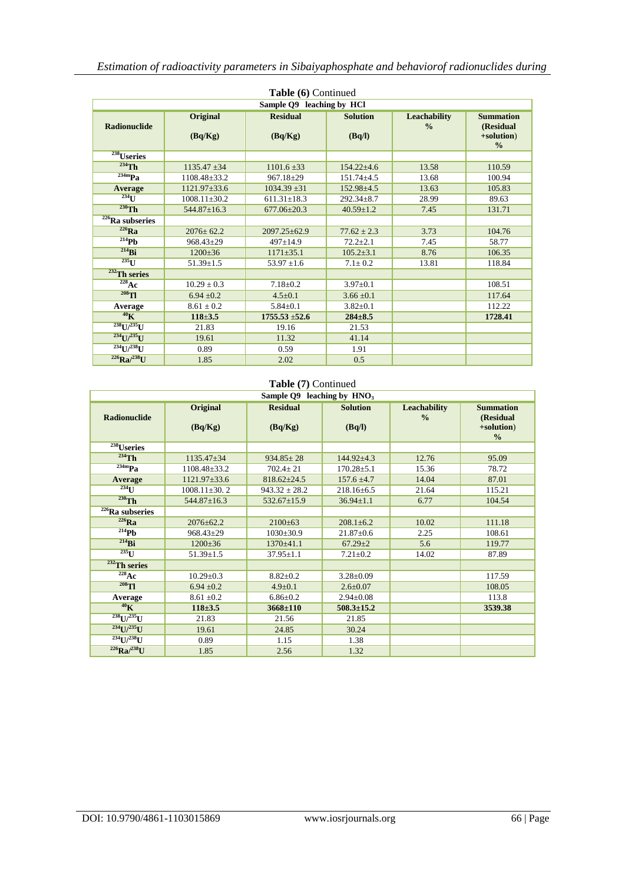**Table (6)** Continued

| Sample Q9 leaching by HCl | | | | | |
|---|---|---|---|---|---|
| **Radionuclide** | **Original (Bq/Kg)** | **Residual (Bq/Kg)** | **Solution (Bq/l)** | **Leachability %** | **Summation (Residual +solution) %** |
| **$^{238}$Useries** | | | | | |
| **$^{234}$Th** | 1135.47 ±34 | 1101.6 ±33 | 154.22±4.6 | 13.58 | 110.59 |
| **$^{234m}$Pa** | 1108.48±33.2 | 967.18±29 | 151.74±4.5 | 13.68 | 100.94 |
| **Average** | 1121.97±33.6 | 1034.39 ±31 | 152.98±4.5 | 13.63 | 105.83 |
| **$^{234}$U** | 1008.11±30.2 | 611.31±18.3 | 292.34±8.7 | 28.99 | 89.63 |
| **$^{230}$Th** | 544.87±16.3 | 677.06±20.3 | 40.59±1.2 | 7.45 | 131.71 |
| **$^{226}$Ra subseries** | | | | | |
| **$^{226}$Ra** | 2076± 62.2 | 2097.25±62.9 | 77.62 ± 2.3 | 3.73 | 104.76 |
| **$^{214}$Pb** | 968.43±29 | 497±14.9 | 72.2±2.1 | 7.45 | 58.77 |
| **$^{214}$Bi** | 1200±36 | 1171±35.1 | 105.2±3.1 | 8.76 | 106.35 |
| **$^{235}$U** | 51.39±1.5 | 53.97 ±1.6 | 7.1± 0.2 | 13.81 | 118.84 |
| **$^{232}$Th series** | | | | | |
| **$^{228}$Ac** | 10.29 ± 0.3 | 7.18±0.2 | 3.97±0.1 | | 108.51 |
| **$^{208}$Tl** | 6.94 ±0.2 | 4.5±0.1 | 3.66 ±0.1 | | 117.64 |
| **Average** | 8.61 ± 0.2 | 5.84±0.1 | 3.82±0.1 | | 112.22 |
| **$^{40}$K** | **118±3.5** | **1755.53 ±52.6** | **284±8.5** | | **1728.41** |
| **$^{238}$U/$^{235}$U** | 21.83 | 19.16 | 21.53 | | |
| **$^{234}$U/$^{235}$U** | 19.61 | 11.32 | 41.14 | | |
| **$^{234}$U/$^{238}$U** | 0.89 | 0.59 | 1.91 | | |
| **$^{226}$Ra/$^{238}$U** | 1.85 | 2.02 | 0.5 | | |

**Table (7)** Continued

| Sample Q9 leaching by $HNO_3$ | | | | | |
|---|---|---|---|---|---|
| **Radionuclide** | **Original (Bq/Kg)** | **Residual (Bq/Kg)** | **Solution (Bq/l)** | **Leachability %** | **Summation (Residual +solution) %** |
| **$^{238}$Useries** | | | | | |
| **$^{234}$Th** | 1135.47±34 | 934.85± 28 | 144.92±4.3 | 12.76 | 95.09 |
| **$^{234m}$Pa** | 1108.48±33.2 | 702.4± 21 | 170.28±5.1 | 15.36 | 78.72 |
| **Average** | 1121.97±33.6 | 818.62±24.5 | 157.6 ±4.7 | 14.04 | 87.01 |
| **$^{234}$U** | 1008.11±30. 2 | 943.32 ± 28.2 | 218.16±6.5 | 21.64 | 115.21 |
| **$^{230}$Th** | 544.87±16.3 | 532.67±15.9 | 36.94±1.1 | 6.77 | 104.54 |
| **$^{226}$Ra subseries** | | | | | |
| **$^{226}$Ra** | 2076±62.2 | 2100±63 | 208.1±6.2 | 10.02 | 111.18 |
| **$^{214}$Pb** | 968.43±29 | 1030±30.9 | 21.87±0.6 | 2.25 | 108.61 |
| **$^{214}$Bi** | 1200±36 | 1370±41.1 | 67.29±2 | 5.6 | 119.77 |
| **$^{235}$U** | 51.39±1.5 | 37.95±1.1 | 7.21±0.2 | 14.02 | 87.89 |
| **$^{232}$Th series** | | | | | |
| **$^{228}$Ac** | 10.29±0.3 | 8.82±0.2 | 3.28±0.09 | | 117.59 |
| **$^{208}$Tl** | 6.94 ±0.2 | 4.9±0.1 | 2.6±0.07 | | 108.05 |
| **Average** | 8.61 ±0.2 | 6.86±0.2 | 2.94±0.08 | | 113.8 |
| **$^{40}$K** | **118±3.5** | **3668±110** | **508.3±15.2** | | **3539.38** |
| **$^{238}$U/$^{235}$U** | 21.83 | 21.56 | 21.85 | | |
| **$^{234}$U/$^{235}$U** | 19.61 | 24.85 | 30.24 | | |
| **$^{234}$U/$^{238}$U** | 0.89 | 1.15 | 1.38 | | |
| **$^{226}$Ra/$^{238}$U** | 1.85 | 2.56 | 1.32 | | |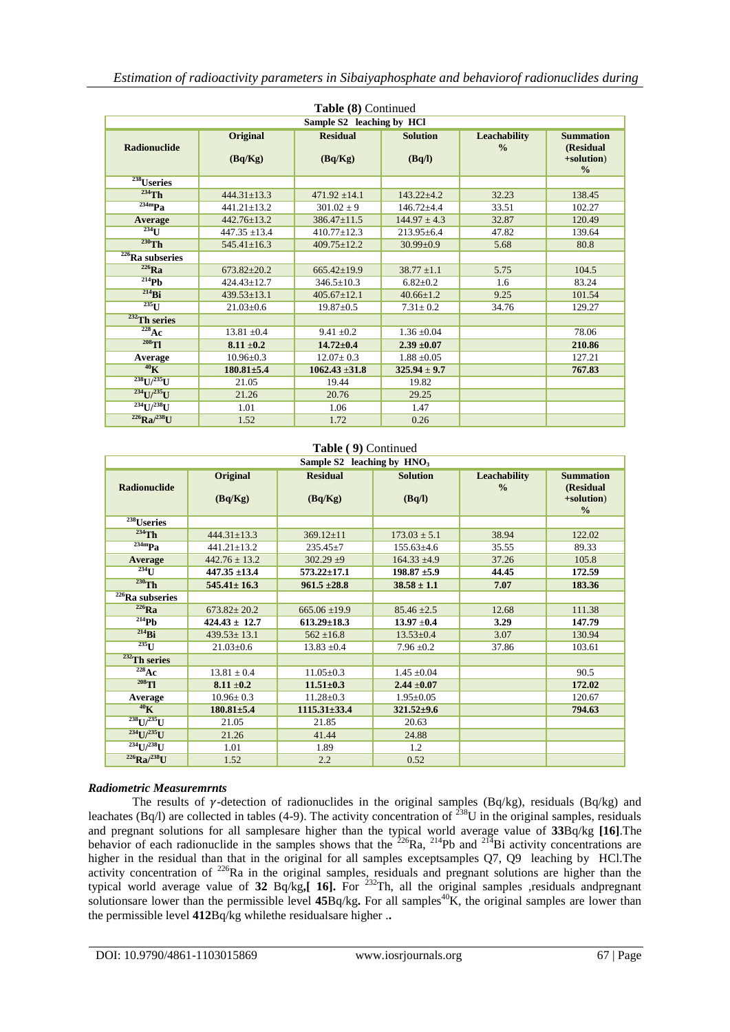**Table (8)** Continued

| Sample S2 leaching by HCl | | | | | |
|---|---|---|---|---|---|
| **Radionuclide** | **Original** (Bq/Kg) | **Residual** (Bq/Kg) | **Solution** (Bq/l) | **Leachability %** | **Summation (Residual +solution) %** |
| **$^{238}$Useries** | | | | | |
| **$^{234}$Th** | 444.31±13.3 | 471.92 ±14.1 | 143.22±4.2 | 32.23 | 138.45 |
| **$^{234m}$Pa** | 441.21±13.2 | 301.02 ± 9 | 146.72±4.4 | 33.51 | 102.27 |
| **Average** | 442.76±13.2 | 386.47±11.5 | 144.97 ± 4.3 | 32.87 | 120.49 |
| **$^{234}$U** | 447.35 ±13.4 | 410.77±12.3 | 213.95±6.4 | 47.82 | 139.64 |
| **$^{230}$Th** | 545.41±16.3 | 409.75±12.2 | 30.99±0.9 | 5.68 | 80.8 |
| **$^{226}$Ra subseries** | | | | | |
| **$^{226}$Ra** | 673.82±20.2 | 665.42±19.9 | 38.77 ±1.1 | 5.75 | 104.5 |
| **$^{214}$Pb** | 424.43±12.7 | 346.5±10.3 | 6.82±0.2 | 1.6 | 83.24 |
| **$^{214}$Bi** | 439.53±13.1 | 405.67±12.1 | 40.66±1.2 | 9.25 | 101.54 |
| **$^{235}$U** | 21.03±0.6 | 19.87±0.5 | 7.31± 0.2 | 34.76 | 129.27 |
| **$^{232}$Th series** | | | | | |
| **$^{228}$Ac** | 13.81 ±0.4 | 9.41 ±0.2 | 1.36 ±0.04 | | 78.06 |
| **$^{208}$Tl** | **8.11 ±0.2** | **14.72±0.4** | **2.39 ±0.07** | | **210.86** |
| **Average** | 10.96±0.3 | 12.07± 0.3 | 1.88 ±0.05 | | 127.21 |
| **$^{40}$K** | **180.81±5.4** | **1062.43 ±31.8** | **325.94 ± 9.7** | | **767.83** |
| **$^{238}$U/$^{235}$U** | 21.05 | 19.44 | 19.82 | | |
| **$^{234}$U/$^{235}$U** | 21.26 | 20.76 | 29.25 | | |
| **$^{234}$U/$^{238}$U** | 1.01 | 1.06 | 1.47 | | |
| **$^{226}$Ra/$^{238}$U** | 1.52 | 1.72 | 0.26 | | |

**Table ( 9)** Continued

| Sample S2 leaching by $HNO_3$ | | | | | |
|---|---|---|---|---|---|
| **Radionuclide** | **Original** (Bq/Kg) | **Residual** (Bq/Kg) | **Solution** (Bq/l) | **Leachability %** | **Summation (Residual +solution) %** |
| **$^{238}$Useries** | | | | | |
| **$^{234}$Th** | 444.31±13.3 | 369.12±11 | 173.03 ± 5.1 | 38.94 | 122.02 |
| **$^{234m}$Pa** | 441.21±13.2 | 235.45±7 | 155.63±4.6 | 35.55 | 89.33 |
| **Average** | 442.76 ± 13.2 | 302.29 ±9 | 164.33 ±4.9 | 37.26 | 105.8 |
| **$^{234}$U** | **447.35 ±13.4** | **573.22±17.1** | **198.87 ±5.9** | **44.45** | **172.59** |
| **$^{230}$Th** | **545.41± 16.3** | **961.5 ±28.8** | **38.58 ± 1.1** | **7.07** | **183.36** |
| **$^{226}$Ra subseries** | | | | | |
| **$^{226}$Ra** | 673.82± 20.2 | 665.06 ±19.9 | 85.46 ±2.5 | 12.68 | 111.38 |
| **$^{214}$Pb** | **424.43 ± 12.7** | **613.29±18.3** | **13.97 ±0.4** | **3.29** | **147.79** |
| **$^{214}$Bi** | 439.53± 13.1 | 562 ±16.8 | 13.53±0.4 | 3.07 | 130.94 |
| **$^{235}$U** | 21.03±0.6 | 13.83 ±0.4 | 7.96 ±0.2 | 37.86 | 103.61 |
| **$^{232}$Th series** | | | | | |
| **$^{228}$Ac** | 13.81 ± 0.4 | 11.05±0.3 | 1.45 ±0.04 | | 90.5 |
| **$^{208}$Tl** | **8.11 ±0.2** | **11.51±0.3** | **2.44 ±0.07** | | **172.02** |
| **Average** | 10.96± 0.3 | 11.28±0.3 | 1.95±0.05 | | 120.67 |
| **$^{40}$K** | **180.81±5.4** | **1115.31±33.4** | **321.52±9.6** | | **794.63** |
| **$^{238}$U/$^{235}$U** | 21.05 | 21.85 | 20.63 | | |
| **$^{234}$U/$^{235}$U** | 21.26 | 41.44 | 24.88 | | |
| **$^{234}$U/$^{238}$U** | 1.01 | 1.89 | 1.2 | | |
| **$^{226}$Ra/$^{238}$U** | 1.52 | 2.2 | 0.52 | | |

### *Radiometric Measuremrnts*

The results of $\gamma$-detection of radionuclides in the original samples (Bq/kg), residuals (Bq/kg) and leachates (Bq/l) are collected in tables (4-9). The activity concentration of $^{238}$U in the original samples, residuals and pregnant solutions for all samplesare higher than the typical world average value of **33**Bq/kg **[16]**.The behavior of each radionuclide in the samples shows that the $^{226}$Ra, $^{214}$Pb and $^{214}$Bi activity concentrations are higher in the residual than that in the original for all samples exceptsamples Q7, Q9 leaching by HCl.The activity concentration of $^{226}$Ra in the original samples, residuals and pregnant solutions are higher than the typical world average value of **32** Bq/kg,**[ 16].** For $^{232}$Th, all the original samples ,residuals andpregnant solutionsare lower than the permissible level **45**Bq/kg**.** For all samples$^{40}$K, the original samples are lower than the permissible level **412**Bq/kg whilethe residualsare higher .**.**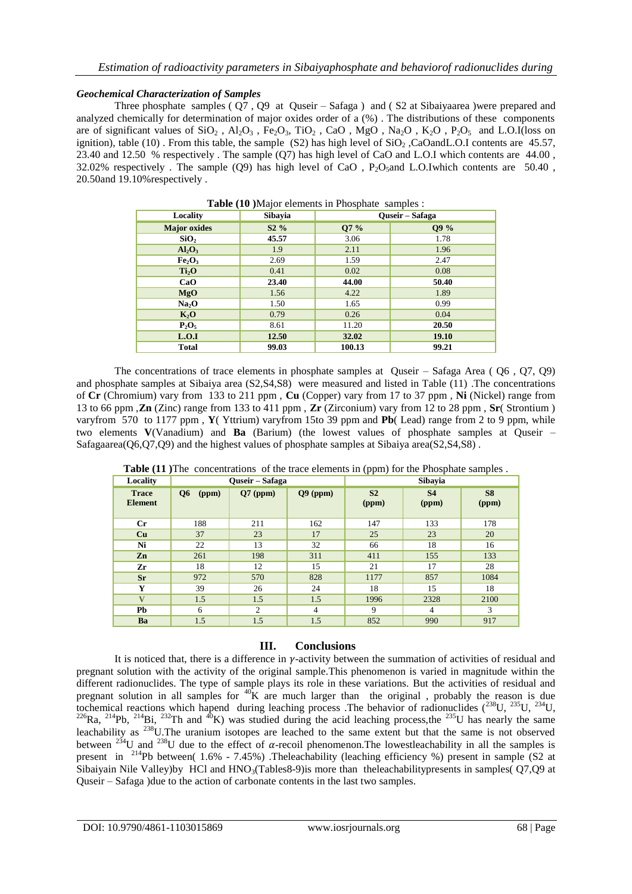### *Geochemical Characterization of Samples*

Three phosphate samples ( Q7 , Q9 at Quseir – Safaga ) and ( S2 at Sibaiyaarea )were prepared and analyzed chemically for determination of major oxides order of a (%) . The distributions of these components are of significant values of $SiO_2$ , $Al_2O_3$ , $Fe_2O_3$, $TiO_2$ , CaO , MgO , $Na_2O$ , $K_2O$ , $P_2O_5$ and L.O.I(loss on ignition), table (10) . From this table, the sample (S2) has high level of $SiO_2$ ,CaOandL.O.I contents are 45.57, 23.40 and 12.50 % respectively . The sample (Q7) has high level of CaO and L.O.I which contents are 44.00 , 32.02% respectively . The sample (Q9) has high level of CaO , $P_2O_5$and L.O.Iwhich contents are 50.40 , 20.50and 19.10%respectively .

**Table (10 )**Major elements in Phosphate samples :

| Locality | Sibayia | Quseir – Safaga | |
|---|---|---|---|
| **Major oxides** | **S2 %** | **Q7 %** | **Q9 %** |
| **$SiO_2$** | **45.57** | 3.06 | 1.78 |
| **$Al_2O_3$** | 1.9 | 2.11 | 1.96 |
| **$Fe_2O_3$** | 2.69 | 1.59 | 2.47 |
| **$Ti_2O$** | 0.41 | 0.02 | 0.08 |
| **CaO** | **23.40** | **44.00** | **50.40** |
| **MgO** | 1.56 | 4.22 | 1.89 |
| **$Na_2O$** | 1.50 | 1.65 | 0.99 |
| **$K_2O$** | 0.79 | 0.26 | 0.04 |
| **$P_2O_5$** | 8.61 | 11.20 | **20.50** |
| **L.O.I** | **12.50** | **32.02** | **19.10** |
| **Total** | **99.03** | **100.13** | **99.21** |

The concentrations of trace elements in phosphate samples at Quseir – Safaga Area ( Q6 , Q7, Q9) and phosphate samples at Sibaiya area (S2,S4,S8) were measured and listed in Table (11) .The concentrations of **Cr** (Chromium) vary from 133 to 211 ppm , **Cu** (Copper) vary from 17 to 37 ppm , **Ni** (Nickel) range from 13 to 66 ppm ,**Zn** (Zinc) range from 133 to 411 ppm , **Zr** (Zirconium) vary from 12 to 28 ppm , **Sr**( Strontium ) varyfrom 570 to 1177 ppm , **Y**( Yttrium) varyfrom 15to 39 ppm and **Pb**( Lead) range from 2 to 9 ppm, while two elements **V**(Vanadium) and **Ba** (Barium) (the lowest values of phosphate samples at Quseir – Safagaarea(Q6,Q7,Q9) and the highest values of phosphate samples at Sibaiya area(S2,S4,S8) .

**Table (11 )**The concentrations of the trace elements in (ppm) for the Phosphate samples .

| Locality | Quseir – Safaga | | | Sibayia | | |
|---|---|---|---|---|---|---|
| **Trace Element** | **Q6 (ppm)** | **Q7 (ppm)** | **Q9 (ppm)** | **S2 (ppm)** | **S4 (ppm)** | **S8 (ppm)** |
| **Cr** | 188 | 211 | 162 | 147 | 133 | 178 |
| **Cu** | 37 | 23 | 17 | 25 | 23 | 20 |
| **Ni** | 22 | 13 | 32 | 66 | 18 | 16 |
| **Zn** | 261 | 198 | 311 | 411 | 155 | 133 |
| **Zr** | 18 | 12 | 15 | 21 | 17 | 28 |
| **Sr** | 972 | 570 | 828 | 1177 | 857 | 1084 |
| **Y** | 39 | 26 | 24 | 18 | 15 | 18 |
| V | 1.5 | 1.5 | 1.5 | 1996 | 2328 | 2100 |
| **Pb** | 6 | 2 | 4 | 9 | 4 | 3 |
| **Ba** | 1.5 | 1.5 | 1.5 | 852 | 990 | 917 |

## III. Conclusions

It is noticed that, there is a difference in $\gamma$-activity between the summation of activities of residual and pregnant solution with the activity of the original sample.This phenomenon is varied in magnitude within the different radionuclides. The type of sample plays its role in these variations. But the activities of residual and pregnant solution in all samples for $^{40}K$ are much larger than the original , probably the reason is due tochemical reactions which hapend during leaching process .The behavior of radionuclides ($^{238}U$, $^{235}U$, $^{234}U$, $^{226}Ra$, $^{214}Pb$, $^{214}Bi$, $^{232}Th$ and $^{40}K$) was studied during the acid leaching process,the $^{235}U$ has nearly the same leachability as $^{238}U$.The uranium isotopes are leached to the same extent but that the same is not observed between $^{234}U$ and $^{238}U$ due to the effect of $\alpha$-recoil phenomenon.The lowestleachability in all the samples is present in $^{214}Pb$ between( 1.6% - 7.45%) .Theleachability (leaching efficiency %) present in sample (S2 at Sibaiyain Nile Valley)by HCl and $HNO_3$(Tables8-9)is more than theleachabilitypresents in samples( Q7,Q9 at Quseir – Safaga )due to the action of carbonate contents in the last two samples.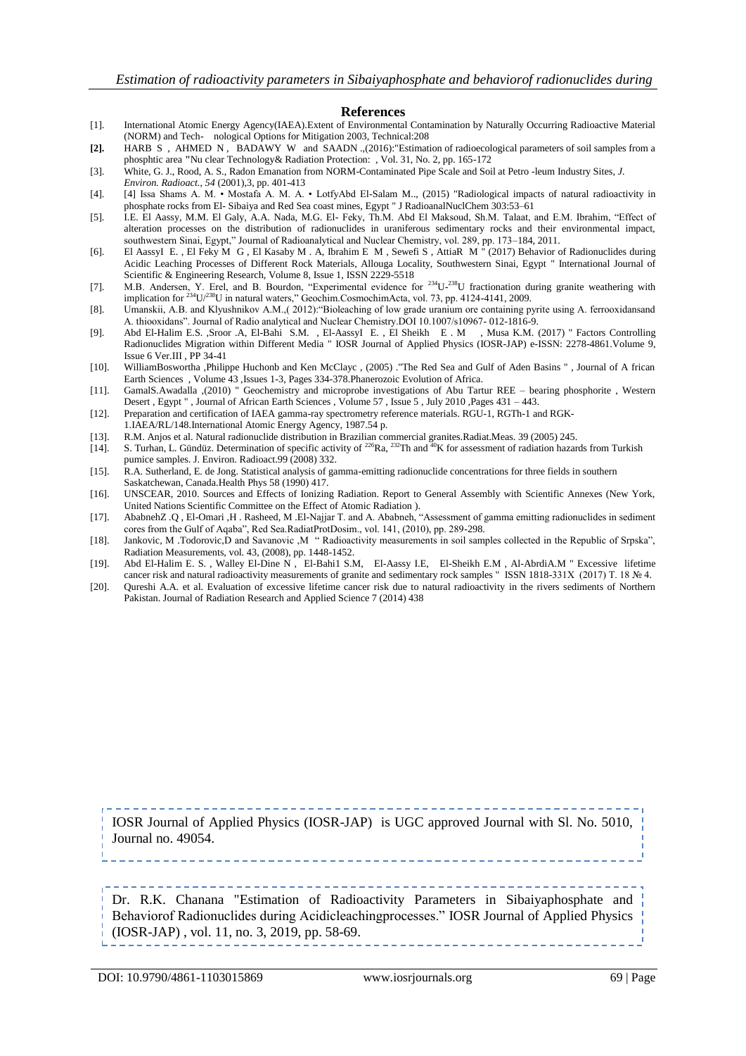## References

[1]. International Atomic Energy Agency(IAEA).Extent of Environmental Contamination by Naturally Occurring Radioactive Material (NORM) and Tech- nological Options for Mitigation 2003, Technical:208

**[2].** HARB S , AHMED N , BADAWY W and SAADN .,(2016):"Estimation of radioecological parameters of soil samples from a phosphtic area "Nu clear Technology& Radiation Protection: , Vol. 31, No. 2, pp. 165-172

[3]. White, G. J., Rood, A. S., Radon Emanation from NORM-Contaminated Pipe Scale and Soil at Petro -leum Industry Sites, *J. Environ. Radioact., 54* (2001),3, pp. 401-413

[4]. [4] Issa Shams A. M. • Mostafa A. M. A. • LotfyAbd El-Salam M.., (2015) "Radiological impacts of natural radioactivity in phosphate rocks from El- Sibaiya and Red Sea coast mines, Egypt " J RadioanalNuclChem 303:53–61

[5]. I.E. El Aassy, M.M. El Galy, A.A. Nada, M.G. El- Feky, Th.M. Abd El Maksoud, Sh.M. Talaat, and E.M. Ibrahim, "Effect of alteration processes on the distribution of radionuclides in uraniferous sedimentary rocks and their environmental impact, southwestern Sinai, Egypt," Journal of Radioanalytical and Nuclear Chemistry, vol. 289, pp. 173–184, 2011.

[6]. El AassyI E. , El Feky M G , El Kasaby M . A, Ibrahim E M , Sewefi S , AttiaR M " (2017) Behavior of Radionuclides during Acidic Leaching Processes of Different Rock Materials, Allouga Locality, Southwestern Sinai, Egypt " International Journal of Scientific & Engineering Research, Volume 8, Issue 1, ISSN 2229-5518

[7]. M.B. Andersen, Y. Erel, and B. Bourdon, "Experimental evidence for $^{234}U$-$^{238}U$ fractionation during granite weathering with implication for $^{234}U/^{238}U$ in natural waters," Geochim.CosmochimActa, vol. 73, pp. 4124-4141, 2009.

[8]. Umanskii, A.B. and Klyushnikov A.M.,( 2012):"Bioleaching of low grade uranium ore containing pyrite using A. ferrooxidansand A. thiooxidans". Journal of Radio analytical and Nuclear Chemistry.DOI 10.1007/s10967- 012-1816-9.

[9]. Abd El-Halim E.S. ,Sroor .A, El-Bahi S.M. , El-AassyI E. , El Sheikh E . M , Musa K.M. (2017) " Factors Controlling Radionuclides Migration within Different Media " IOSR Journal of Applied Physics (IOSR-JAP) e-ISSN: 2278-4861.Volume 9, Issue 6 Ver.III , PP 34-41

[10]. WilliamBoswortha ,Philippe Huchonb and Ken McClayc , (2005) ."The Red Sea and Gulf of Aden Basins " , Journal of A frican Earth Sciences , Volume 43 ,Issues 1-3, Pages 334-378.Phanerozoic Evolution of Africa.

[11]. GamalS.Awadalla ,(2010) " Geochemistry and microprobe investigations of Abu Tartur REE – bearing phosphorite , Western Desert , Egypt " , Journal of African Earth Sciences , Volume 57 , Issue 5 , July 2010 ,Pages 431 – 443.

[12]. Preparation and certification of IAEA gamma-ray spectrometry reference materials. RGU-1, RGTh-1 and RGK-1.IAEA/RL/148.International Atomic Energy Agency, 1987.54 p.

[13]. R.M. Anjos et al. Natural radionuclide distribution in Brazilian commercial granites.Radiat.Meas. 39 (2005) 245.

[14]. S. Turhan, L. Gündüz. Determination of specific activity of $^{226}Ra$, $^{232}Th$ and $^{40}K$ for assessment of radiation hazards from Turkish pumice samples. J. Environ. Radioact.99 (2008) 332.

[15]. R.A. Sutherland, E. de Jong. Statistical analysis of gamma-emitting radionuclide concentrations for three fields in southern Saskatchewan, Canada.Health Phys 58 (1990) 417.

[16]. UNSCEAR, 2010. Sources and Effects of Ionizing Radiation. Report to General Assembly with Scientific Annexes (New York, United Nations Scientific Committee on the Effect of Atomic Radiation ).

[17]. AbabnehZ .Q , El-Omari ,H . Rasheed, M .El-Najjar T. and A. Ababneh, "Assessment of gamma emitting radionuclides in sediment cores from the Gulf of Aqaba", Red Sea.RadiatProtDosim., vol. 141, (2010), pp. 289-298.

[18]. Jankovic, M .Todorovic,D and Savanovic ,M " Radioactivity measurements in soil samples collected in the Republic of Srpska", Radiation Measurements, vol. 43, (2008), pp. 1448-1452.

[19]. Abd El-Halim E. S. , Walley El-Dine N , El-Bahi1 S.M, El-Aassy I.E, El-Sheikh E.M , Al-AbrdiA.M " Excessive lifetime cancer risk and natural radioactivity measurements of granite and sedimentary rock samples " ISSN 1818-331X (2017) T. 18 № 4.

[20]. Qureshi A.A. et al. Evaluation of excessive lifetime cancer risk due to natural radioactivity in the rivers sediments of Northern Pakistan. Journal of Radiation Research and Applied Science 7 (2014) 438

IOSR Journal of Applied Physics (IOSR-JAP) is UGC approved Journal with Sl. No. 5010, Journal no. 49054.

Dr. R.K. Chanana "Estimation of Radioactivity Parameters in Sibaiyaphosphate and Behaviorof Radionuclides during Acidicleachingprocesses." IOSR Journal of Applied Physics (IOSR-JAP) , vol. 11, no. 3, 2019, pp. 58-69.